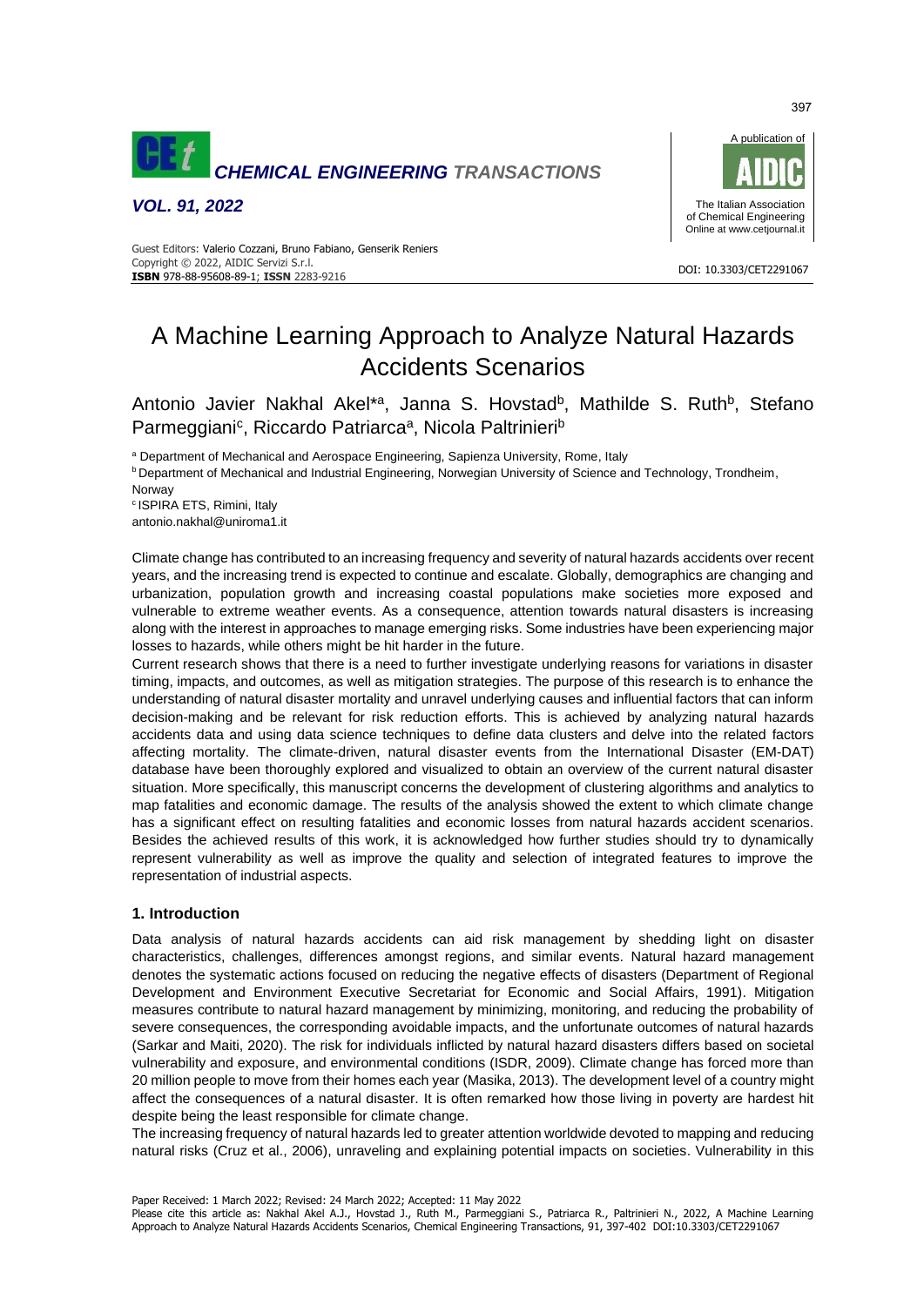# A Machine Learning Approach to Analyze Natural Hazards Accidents Scenarios

Antonio Javier Nakhal Akel*[a], Janna S. Hovstad[b], Mathilde S. Ruth[b], Stefano Parmeggiani[c], Riccardo Patriarca[a], Nicola Paltrinieri[b]

[a] Department of Mechanical and Aerospace Engineering, Sapienza University, Rome, Italy
[b] Department of Mechanical and Industrial Engineering, Norwegian University of Science and Technology, Trondheim, Norway
[c] ISPIRA ETS, Rimini, Italy
antonio.nakhal@uniroma1.it

Climate change has contributed to an increasing frequency and severity of natural hazards accidents over recent years, and the increasing trend is expected to continue and escalate. Globally, demographics are changing and urbanization, population growth and increasing coastal populations make societies more exposed and vulnerable to extreme weather events. As a consequence, attention towards natural disasters is increasing along with the interest in approaches to manage emerging risks. Some industries have been experiencing major losses to hazards, while others might be hit harder in the future.
Current research shows that there is a need to further investigate underlying reasons for variations in disaster timing, impacts, and outcomes, as well as mitigation strategies. The purpose of this research is to enhance the understanding of natural disaster mortality and unravel underlying causes and influential factors that can inform decision-making and be relevant for risk reduction efforts. This is achieved by analyzing natural hazards accidents data and using data science techniques to define data clusters and delve into the related factors affecting mortality. The climate-driven, natural disaster events from the International Disaster (EM-DAT) database have been thoroughly explored and visualized to obtain an overview of the current natural disaster situation. More specifically, this manuscript concerns the development of clustering algorithms and analytics to map fatalities and economic damage. The results of the analysis showed the extent to which climate change has a significant effect on resulting fatalities and economic losses from natural hazards accident scenarios. Besides the achieved results of this work, it is acknowledged how further studies should try to dynamically represent vulnerability as well as improve the quality and selection of integrated features to improve the representation of industrial aspects.

## 1. Introduction

Data analysis of natural hazards accidents can aid risk management by shedding light on disaster characteristics, challenges, differences amongst regions, and similar events. Natural hazard management denotes the systematic actions focused on reducing the negative effects of disasters (Department of Regional Development and Environment Executive Secretariat for Economic and Social Affairs, 1991). Mitigation measures contribute to natural hazard management by minimizing, monitoring, and reducing the probability of severe consequences, the corresponding avoidable impacts, and the unfortunate outcomes of natural hazards (Sarkar and Maiti, 2020). The risk for individuals inflicted by natural hazard disasters differs based on societal vulnerability and exposure, and environmental conditions (ISDR, 2009). Climate change has forced more than 20 million people to move from their homes each year (Masika, 2013). The development level of a country might affect the consequences of a natural disaster. It is often remarked how those living in poverty are hardest hit despite being the least responsible for climate change.
The increasing frequency of natural hazards led to greater attention worldwide devoted to mapping and reducing natural risks (Cruz et al., 2006), unraveling and explaining potential impacts on societies. Vulnerability in this

Paper Received: 1 March 2022; Revised: 24 March 2022; Accepted: 11 May 2022
Please cite this article as: Nakhal Akel A.J., Hovstad J., Ruth M., Parmeggiani S., Patriarca R., Paltrinieri N., 2022, A Machine Learning Approach to Analyze Natural Hazards Accidents Scenarios, Chemical Engineering Transactions, 91, 397-402 DOI:10.3303/CET2291067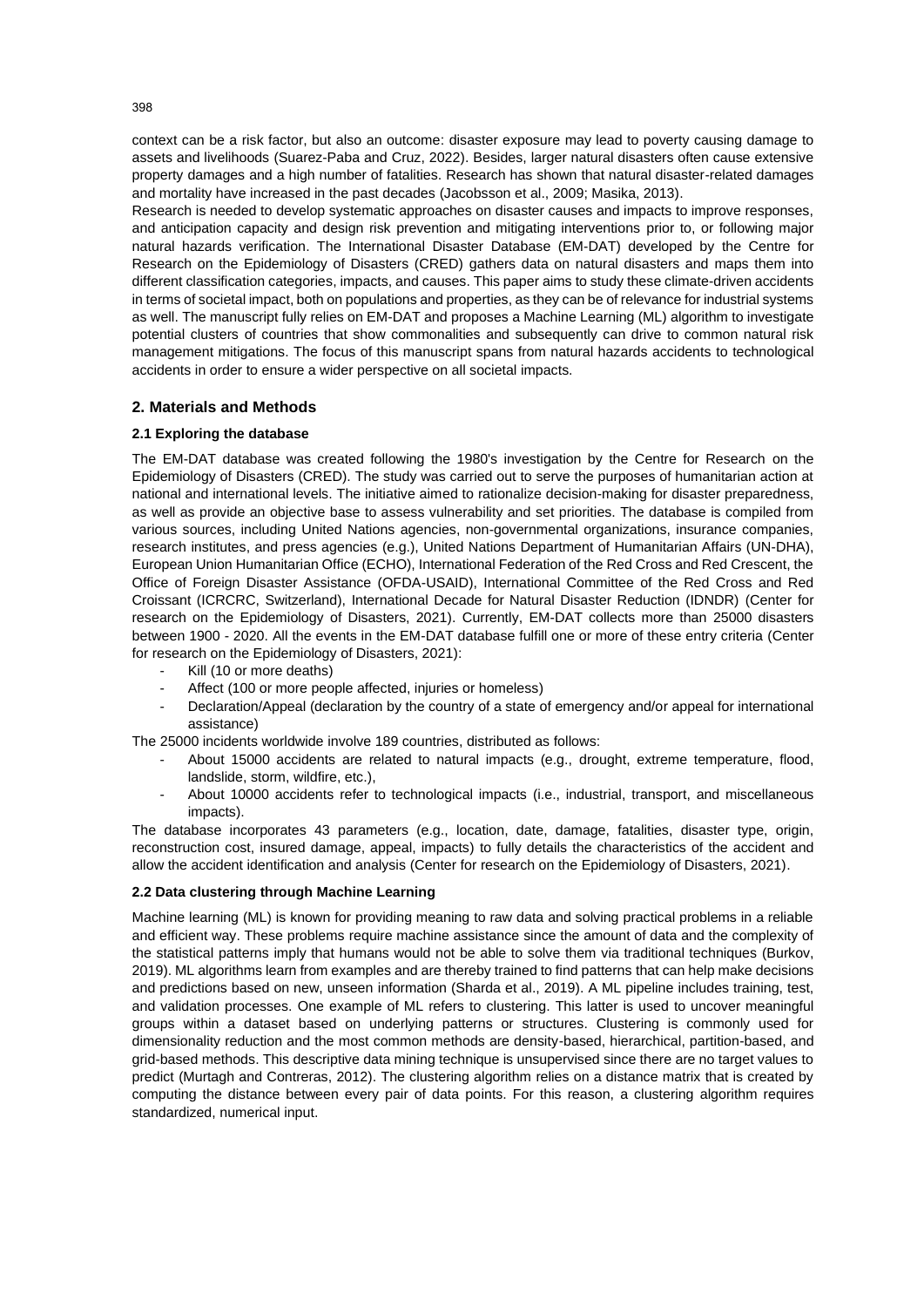context can be a risk factor, but also an outcome: disaster exposure may lead to poverty causing damage to assets and livelihoods (Suarez-Paba and Cruz, 2022). Besides, larger natural disasters often cause extensive property damages and a high number of fatalities. Research has shown that natural disaster-related damages and mortality have increased in the past decades (Jacobsson et al., 2009; Masika, 2013).

Research is needed to develop systematic approaches on disaster causes and impacts to improve responses, and anticipation capacity and design risk prevention and mitigating interventions prior to, or following major natural hazards verification. The International Disaster Database (EM-DAT) developed by the Centre for Research on the Epidemiology of Disasters (CRED) gathers data on natural disasters and maps them into different classification categories, impacts, and causes. This paper aims to study these climate-driven accidents in terms of societal impact, both on populations and properties, as they can be of relevance for industrial systems as well. The manuscript fully relies on EM-DAT and proposes a Machine Learning (ML) algorithm to investigate potential clusters of countries that show commonalities and subsequently can drive to common natural risk management mitigations. The focus of this manuscript spans from natural hazards accidents to technological accidents in order to ensure a wider perspective on all societal impacts.

## 2. Materials and Methods

### 2.1 Exploring the database

The EM-DAT database was created following the 1980's investigation by the Centre for Research on the Epidemiology of Disasters (CRED). The study was carried out to serve the purposes of humanitarian action at national and international levels. The initiative aimed to rationalize decision-making for disaster preparedness, as well as provide an objective base to assess vulnerability and set priorities. The database is compiled from various sources, including United Nations agencies, non-governmental organizations, insurance companies, research institutes, and press agencies (e.g.), United Nations Department of Humanitarian Affairs (UN-DHA), European Union Humanitarian Office (ECHO), International Federation of the Red Cross and Red Crescent, the Office of Foreign Disaster Assistance (OFDA-USAID), International Committee of the Red Cross and Red Croissant (ICRCRC, Switzerland), International Decade for Natural Disaster Reduction (IDNDR) (Center for research on the Epidemiology of Disasters, 2021). Currently, EM-DAT collects more than 25000 disasters between 1900 - 2020. All the events in the EM-DAT database fulfill one or more of these entry criteria (Center for research on the Epidemiology of Disasters, 2021):

- Kill (10 or more deaths)
- Affect (100 or more people affected, injuries or homeless)
- Declaration/Appeal (declaration by the country of a state of emergency and/or appeal for international assistance)

The 25000 incidents worldwide involve 189 countries, distributed as follows:

- About 15000 accidents are related to natural impacts (e.g., drought, extreme temperature, flood, landslide, storm, wildfire, etc.),
- About 10000 accidents refer to technological impacts (i.e., industrial, transport, and miscellaneous impacts).

The database incorporates 43 parameters (e.g., location, date, damage, fatalities, disaster type, origin, reconstruction cost, insured damage, appeal, impacts) to fully details the characteristics of the accident and allow the accident identification and analysis (Center for research on the Epidemiology of Disasters, 2021).

### 2.2 Data clustering through Machine Learning

Machine learning (ML) is known for providing meaning to raw data and solving practical problems in a reliable and efficient way. These problems require machine assistance since the amount of data and the complexity of the statistical patterns imply that humans would not be able to solve them via traditional techniques (Burkov, 2019). ML algorithms learn from examples and are thereby trained to find patterns that can help make decisions and predictions based on new, unseen information (Sharda et al., 2019). A ML pipeline includes training, test, and validation processes. One example of ML refers to clustering. This latter is used to uncover meaningful groups within a dataset based on underlying patterns or structures. Clustering is commonly used for dimensionality reduction and the most common methods are density-based, hierarchical, partition-based, and grid-based methods. This descriptive data mining technique is unsupervised since there are no target values to predict (Murtagh and Contreras, 2012). The clustering algorithm relies on a distance matrix that is created by computing the distance between every pair of data points. For this reason, a clustering algorithm requires standardized, numerical input.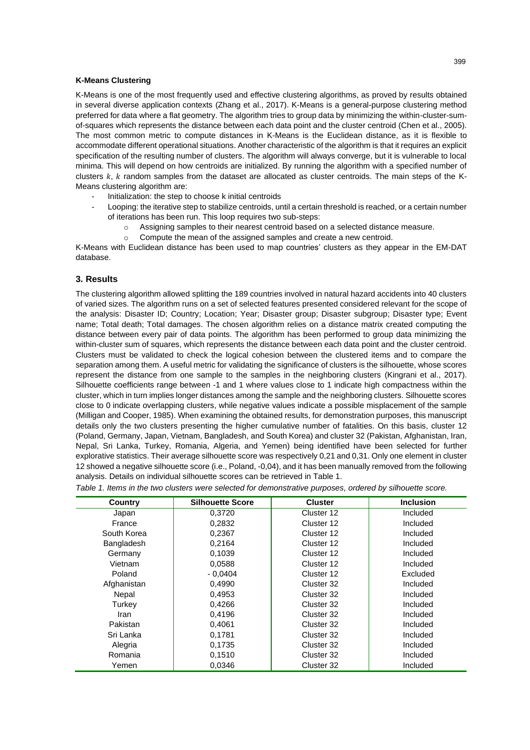**K-Means Clustering**

K-Means is one of the most frequently used and effective clustering algorithms, as proved by results obtained in several diverse application contexts (Zhang et al., 2017). K-Means is a general-purpose clustering method preferred for data where a flat geometry. The algorithm tries to group data by minimizing the within-cluster-sum-of-squares which represents the distance between each data point and the cluster centroid (Chen et al., 2005). The most common metric to compute distances in K-Means is the Euclidean distance, as it is flexible to accommodate different operational situations. Another characteristic of the algorithm is that it requires an explicit specification of the resulting number of clusters. The algorithm will always converge, but it is vulnerable to local minima. This will depend on how centroids are initialized. By running the algorithm with a specified number of clusters $k$, $k$ random samples from the dataset are allocated as cluster centroids. The main steps of the K-Means clustering algorithm are:

- Initialization: the step to choose k initial centroids
- Looping: the iterative step to stabilize centroids, until a certain threshold is reached, or a certain number of iterations has been run. This loop requires two sub-steps:
    - Assigning samples to their nearest centroid based on a selected distance measure.
    - Compute the mean of the assigned samples and create a new centroid.

K-Means with Euclidean distance has been used to map countries' clusters as they appear in the EM-DAT database.

## 3. Results

The clustering algorithm allowed splitting the 189 countries involved in natural hazard accidents into 40 clusters of varied sizes. The algorithm runs on a set of selected features presented considered relevant for the scope of the analysis: Disaster ID; Country; Location; Year; Disaster group; Disaster subgroup; Disaster type; Event name; Total death; Total damages. The chosen algorithm relies on a distance matrix created computing the distance between every pair of data points. The algorithm has been performed to group data minimizing the within-cluster sum of squares, which represents the distance between each data point and the cluster centroid. Clusters must be validated to check the logical cohesion between the clustered items and to compare the separation among them. A useful metric for validating the significance of clusters is the silhouette, whose scores represent the distance from one sample to the samples in the neighboring clusters (Kingrani et al., 2017). Silhouette coefficients range between -1 and 1 where values close to 1 indicate high compactness within the cluster, which in turn implies longer distances among the sample and the neighboring clusters. Silhouette scores close to 0 indicate overlapping clusters, while negative values indicate a possible misplacement of the sample (Milligan and Cooper, 1985). When examining the obtained results, for demonstration purposes, this manuscript details only the two clusters presenting the higher cumulative number of fatalities. On this basis, cluster 12 (Poland, Germany, Japan, Vietnam, Bangladesh, and South Korea) and cluster 32 (Pakistan, Afghanistan, Iran, Nepal, Sri Lanka, Turkey, Romania, Algeria, and Yemen) being identified have been selected for further explorative statistics. Their average silhouette score was respectively 0,21 and 0,31. Only one element in cluster 12 showed a negative silhouette score (i.e., Poland, -0,04), and it has been manually removed from the following analysis. Details on individual silhouette scores can be retrieved in Table 1.

*Table 1. Items in the two clusters were selected for demonstrative purposes, ordered by silhouette score.*

| Country | Silhouette Score | Cluster | Inclusion |
|---|---|---|---|
| Japan | 0,3720 | Cluster 12 | Included |
| France | 0,2832 | Cluster 12 | Included |
| South Korea | 0,2367 | Cluster 12 | Included |
| Bangladesh | 0,2164 | Cluster 12 | Included |
| Germany | 0,1039 | Cluster 12 | Included |
| Vietnam | 0,0588 | Cluster 12 | Included |
| Poland | - 0,0404 | Cluster 12 | Excluded |
| Afghanistan | 0,4990 | Cluster 32 | Included |
| Nepal | 0,4953 | Cluster 32 | Included |
| Turkey | 0,4266 | Cluster 32 | Included |
| Iran | 0,4196 | Cluster 32 | Included |
| Pakistan | 0,4061 | Cluster 32 | Included |
| Sri Lanka | 0,1781 | Cluster 32 | Included |
| Alegria | 0,1735 | Cluster 32 | Included |
| Romania | 0,1510 | Cluster 32 | Included |
| Yemen | 0,0346 | Cluster 32 | Included |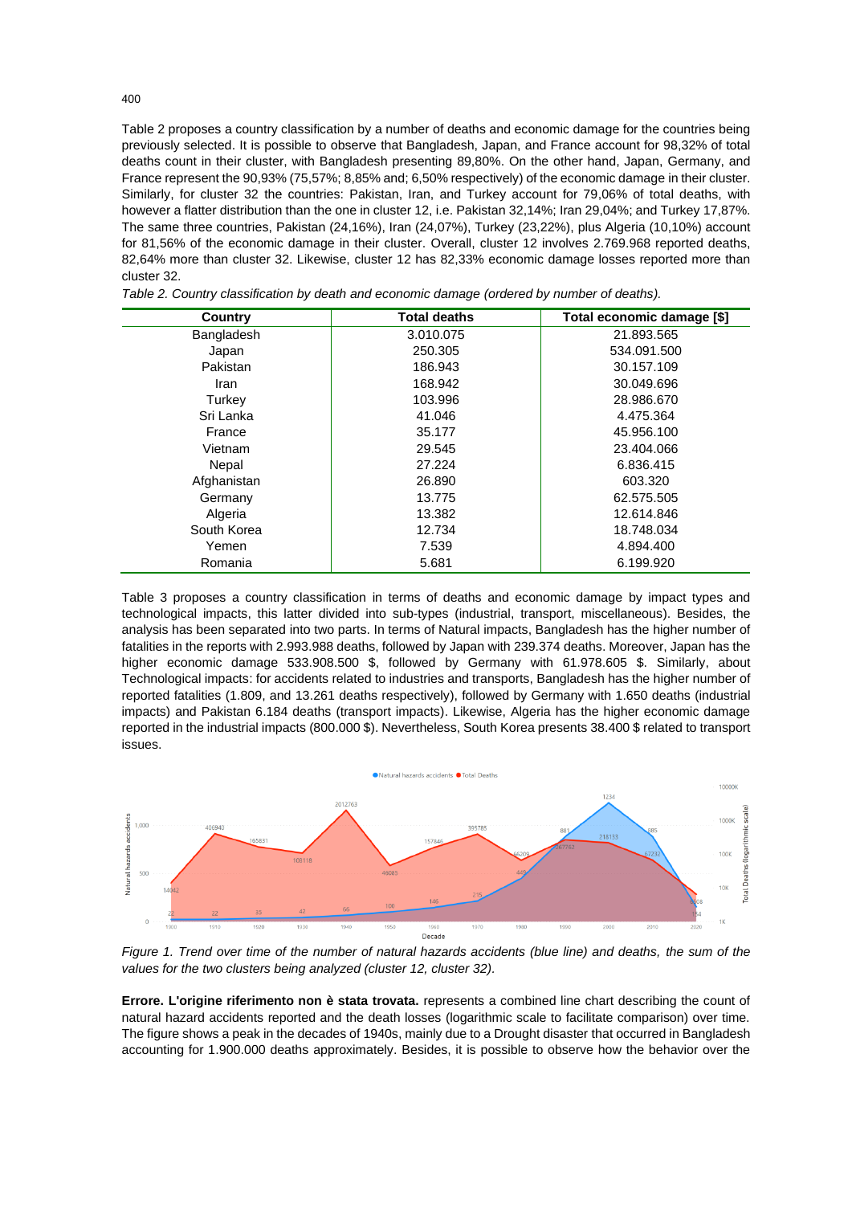Table 2 proposes a country classification by a number of deaths and economic damage for the countries being previously selected. It is possible to observe that Bangladesh, Japan, and France account for 98,32% of total deaths count in their cluster, with Bangladesh presenting 89,80%. On the other hand, Japan, Germany, and France represent the 90,93% (75,57%; 8,85% and; 6,50% respectively) of the economic damage in their cluster. Similarly, for cluster 32 the countries: Pakistan, Iran, and Turkey account for 79,06% of total deaths, with however a flatter distribution than the one in cluster 12, i.e. Pakistan 32,14%; Iran 29,04%; and Turkey 17,87%. The same three countries, Pakistan (24,16%), Iran (24,07%), Turkey (23,22%), plus Algeria (10,10%) account for 81,56% of the economic damage in their cluster. Overall, cluster 12 involves 2.769.968 reported deaths, 82,64% more than cluster 32. Likewise, cluster 12 has 82,33% economic damage losses reported more than cluster 32.

*Table 2. Country classification by death and economic damage (ordered by number of deaths).*

| Country | Total deaths | Total economic damage [$] |
|---|---|---|
| Bangladesh | 3.010.075 | 21.893.565 |
| Japan | 250.305 | 534.091.500 |
| Pakistan | 186.943 | 30.157.109 |
| Iran | 168.942 | 30.049.696 |
| Turkey | 103.996 | 28.986.670 |
| Sri Lanka | 41.046 | 4.475.364 |
| France | 35.177 | 45.956.100 |
| Vietnam | 29.545 | 23.404.066 |
| Nepal | 27.224 | 6.836.415 |
| Afghanistan | 26.890 | 603.320 |
| Germany | 13.775 | 62.575.505 |
| Algeria | 13.382 | 12.614.846 |
| South Korea | 12.734 | 18.748.034 |
| Yemen | 7.539 | 4.894.400 |
| Romania | 5.681 | 6.199.920 |

Table 3 proposes a country classification in terms of deaths and economic damage by impact types and technological impacts, this latter divided into sub-types (industrial, transport, miscellaneous). Besides, the analysis has been separated into two parts. In terms of Natural impacts, Bangladesh has the higher number of fatalities in the reports with 2.993.988 deaths, followed by Japan with 239.374 deaths. Moreover, Japan has the higher economic damage 533.908.500 $, followed by Germany with 61.978.605 $. Similarly, about Technological impacts: for accidents related to industries and transports, Bangladesh has the higher number of reported fatalities (1.809, and 13.261 deaths respectively), followed by Germany with 1.650 deaths (industrial impacts) and Pakistan 6.184 deaths (transport impacts). Likewise, Algeria has the higher economic damage reported in the industrial impacts (800.000 $). Nevertheless, South Korea presents 38.400 $ related to transport issues.

*Figure 1. Trend over time of the number of natural hazards accidents (blue line) and deaths, the sum of the values for the two clusters being analyzed (cluster 12, cluster 32).*

**Errore. L'origine riferimento non è stata trovata.** represents a combined line chart describing the count of natural hazard accidents reported and the death losses (logarithmic scale to facilitate comparison) over time. The figure shows a peak in the decades of 1940s, mainly due to a Drought disaster that occurred in Bangladesh accounting for 1.900.000 deaths approximately. Besides, it is possible to observe how the behavior over the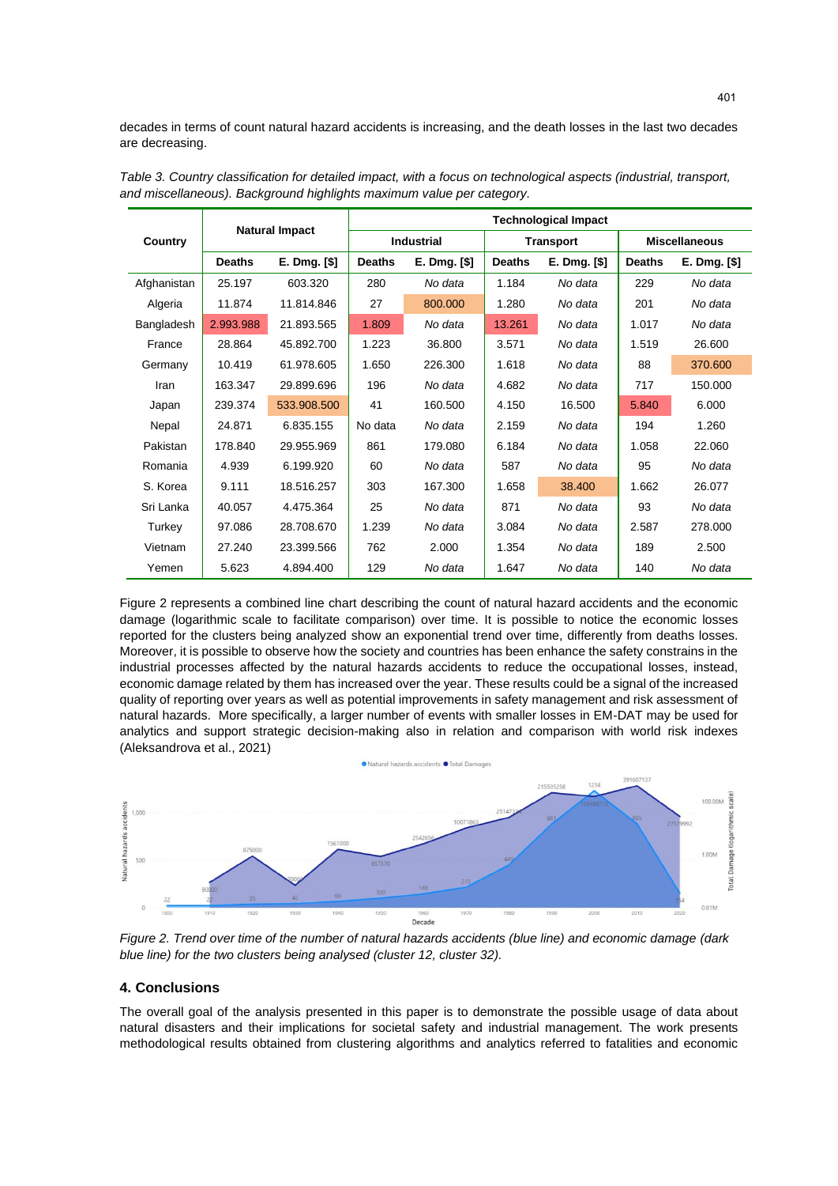decades in terms of count natural hazard accidents is increasing, and the death losses in the last two decades are decreasing.

*Table 3. Country classification for detailed impact, with a focus on technological aspects (industrial, transport, and miscellaneous). Background highlights maximum value per category.*

| Country | Natural Impact | | Technological Impact | | | | | |
|---|---|---|---|---|---|---|---|---|
| | | | Industrial | | Transport | | Miscellaneous | |
| | Deaths | E. Dmg. [$] | Deaths | E. Dmg. [$] | Deaths | E. Dmg. [$] | Deaths | E. Dmg. [$] |
| Afghanistan | 25.197 | 603.320 | 280 | *No data* | 1.184 | *No data* | 229 | *No data* |
| Algeria | 11.874 | 11.814.846 | 27 | 800.000 | 1.280 | *No data* | 201 | *No data* |
| Bangladesh | 2.993.988 | 21.893.565 | 1.809 | *No data* | 13.261 | *No data* | 1.017 | *No data* |
| France | 28.864 | 45.892.700 | 1.223 | 36.800 | 3.571 | *No data* | 1.519 | 26.600 |
| Germany | 10.419 | 61.978.605 | 1.650 | 226.300 | 1.618 | *No data* | 88 | 370.600 |
| Iran | 163.347 | 29.899.696 | 196 | *No data* | 4.682 | *No data* | 717 | 150.000 |
| Japan | 239.374 | 533.908.500 | 41 | 160.500 | 4.150 | 16.500 | 5.840 | 6.000 |
| Nepal | 24.871 | 6.835.155 | No data | *No data* | 2.159 | *No data* | 194 | 1.260 |
| Pakistan | 178.840 | 29.955.969 | 861 | 179.080 | 6.184 | *No data* | 1.058 | 22.060 |
| Romania | 4.939 | 6.199.920 | 60 | *No data* | 587 | *No data* | 95 | *No data* |
| S. Korea | 9.111 | 18.516.257 | 303 | 167.300 | 1.658 | 38.400 | 1.662 | 26.077 |
| Sri Lanka | 40.057 | 4.475.364 | 25 | *No data* | 871 | *No data* | 93 | *No data* |
| Turkey | 97.086 | 28.708.670 | 1.239 | *No data* | 3.084 | *No data* | 2.587 | 278.000 |
| Vietnam | 27.240 | 23.399.566 | 762 | 2.000 | 1.354 | *No data* | 189 | 2.500 |
| Yemen | 5.623 | 4.894.400 | 129 | *No data* | 1.647 | *No data* | 140 | *No data* |

Figure 2 represents a combined line chart describing the count of natural hazard accidents and the economic damage (logarithmic scale to facilitate comparison) over time. It is possible to notice the economic losses reported for the clusters being analyzed show an exponential trend over time, differently from deaths losses. Moreover, it is possible to observe how the society and countries has been enhance the safety constrains in the industrial processes affected by the natural hazards accidents to reduce the occupational losses, instead, economic damage related by them has increased over the year. These results could be a signal of the increased quality of reporting over years as well as potential improvements in safety management and risk assessment of natural hazards. More specifically, a larger number of events with smaller losses in EM-DAT may be used for analytics and support strategic decision-making also in relation and comparison with world risk indexes (Aleksandrova et al., 2021)

*Figure 2. Trend over time of the number of natural hazards accidents (blue line) and economic damage (dark blue line) for the two clusters being analysed (cluster 12, cluster 32).*

## 4. Conclusions

The overall goal of the analysis presented in this paper is to demonstrate the possible usage of data about natural disasters and their implications for societal safety and industrial management. The work presents methodological results obtained from clustering algorithms and analytics referred to fatalities and economic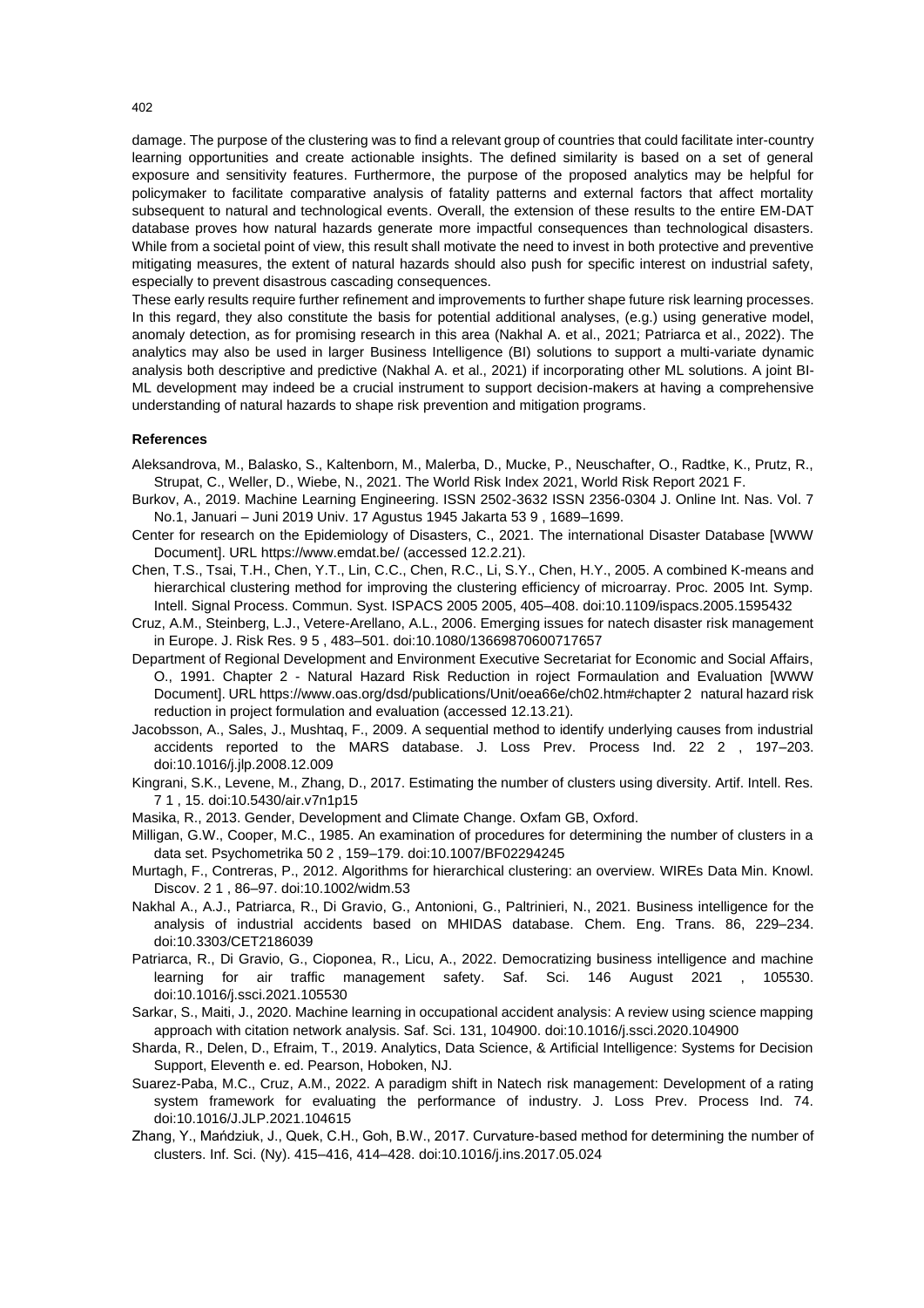damage. The purpose of the clustering was to find a relevant group of countries that could facilitate inter-country learning opportunities and create actionable insights. The defined similarity is based on a set of general exposure and sensitivity features. Furthermore, the purpose of the proposed analytics may be helpful for policymaker to facilitate comparative analysis of fatality patterns and external factors that affect mortality subsequent to natural and technological events. Overall, the extension of these results to the entire EM-DAT database proves how natural hazards generate more impactful consequences than technological disasters. While from a societal point of view, this result shall motivate the need to invest in both protective and preventive mitigating measures, the extent of natural hazards should also push for specific interest on industrial safety, especially to prevent disastrous cascading consequences.

These early results require further refinement and improvements to further shape future risk learning processes. In this regard, they also constitute the basis for potential additional analyses, (e.g.) using generative model, anomaly detection, as for promising research in this area (Nakhal A. et al., 2021; Patriarca et al., 2022). The analytics may also be used in larger Business Intelligence (BI) solutions to support a multi-variate dynamic analysis both descriptive and predictive (Nakhal A. et al., 2021) if incorporating other ML solutions. A joint BI-ML development may indeed be a crucial instrument to support decision-makers at having a comprehensive understanding of natural hazards to shape risk prevention and mitigation programs.

## References

Aleksandrova, M., Balasko, S., Kaltenborn, M., Malerba, D., Mucke, P., Neuschafter, O., Radtke, K., Prutz, R., Strupat, C., Weller, D., Wiebe, N., 2021. The World Risk Index 2021, World Risk Report 2021 F.

Burkov, A., 2019. Machine Learning Engineering. ISSN 2502-3632 ISSN 2356-0304 J. Online Int. Nas. Vol. 7 No.1, Januari – Juni 2019 Univ. 17 Agustus 1945 Jakarta 53 9 , 1689–1699.

Center for research on the Epidemiology of Disasters, C., 2021. The international Disaster Database [WWW Document]. URL https://www.emdat.be/ (accessed 12.2.21).

Chen, T.S., Tsai, T.H., Chen, Y.T., Lin, C.C., Chen, R.C., Li, S.Y., Chen, H.Y., 2005. A combined K-means and hierarchical clustering method for improving the clustering efficiency of microarray. Proc. 2005 Int. Symp. Intell. Signal Process. Commun. Syst. ISPACS 2005 2005, 405–408. doi:10.1109/ispacs.2005.1595432

Cruz, A.M., Steinberg, L.J., Vetere-Arellano, A.L., 2006. Emerging issues for natech disaster risk management in Europe. J. Risk Res. 9 5 , 483–501. doi:10.1080/13669870600717657

Department of Regional Development and Environment Executive Secretariat for Economic and Social Affairs, O., 1991. Chapter 2 - Natural Hazard Risk Reduction in roject Formaulation and Evaluation [WWW Document]. URL https://www.oas.org/dsd/publications/Unit/oea66e/ch02.htm#chapter 2 natural hazard risk reduction in project formulation and evaluation (accessed 12.13.21).

Jacobsson, A., Sales, J., Mushtaq, F., 2009. A sequential method to identify underlying causes from industrial accidents reported to the MARS database. J. Loss Prev. Process Ind. 22 2 , 197–203. doi:10.1016/j.jlp.2008.12.009

Kingrani, S.K., Levene, M., Zhang, D., 2017. Estimating the number of clusters using diversity. Artif. Intell. Res. 7 1 , 15. doi:10.5430/air.v7n1p15

Masika, R., 2013. Gender, Development and Climate Change. Oxfam GB, Oxford.

Milligan, G.W., Cooper, M.C., 1985. An examination of procedures for determining the number of clusters in a data set. Psychometrika 50 2 , 159–179. doi:10.1007/BF02294245

Murtagh, F., Contreras, P., 2012. Algorithms for hierarchical clustering: an overview. WIREs Data Min. Knowl. Discov. 2 1 , 86–97. doi:10.1002/widm.53

Nakhal A., A.J., Patriarca, R., Di Gravio, G., Antonioni, G., Paltrinieri, N., 2021. Business intelligence for the analysis of industrial accidents based on MHIDAS database. Chem. Eng. Trans. 86, 229–234. doi:10.3303/CET2186039

Patriarca, R., Di Gravio, G., Cioponea, R., Licu, A., 2022. Democratizing business intelligence and machine learning for air traffic management safety. Saf. Sci. 146 August 2021 , 105530. doi:10.1016/j.ssci.2021.105530

Sarkar, S., Maiti, J., 2020. Machine learning in occupational accident analysis: A review using science mapping approach with citation network analysis. Saf. Sci. 131, 104900. doi:10.1016/j.ssci.2020.104900

Sharda, R., Delen, D., Efraim, T., 2019. Analytics, Data Science, & Artificial Intelligence: Systems for Decision Support, Eleventh e. ed. Pearson, Hoboken, NJ.

Suarez-Paba, M.C., Cruz, A.M., 2022. A paradigm shift in Natech risk management: Development of a rating system framework for evaluating the performance of industry. J. Loss Prev. Process Ind. 74. doi:10.1016/J.JLP.2021.104615

Zhang, Y., Mańdziuk, J., Quek, C.H., Goh, B.W., 2017. Curvature-based method for determining the number of clusters. Inf. Sci. (Ny). 415–416, 414–428. doi:10.1016/j.ins.2017.05.024